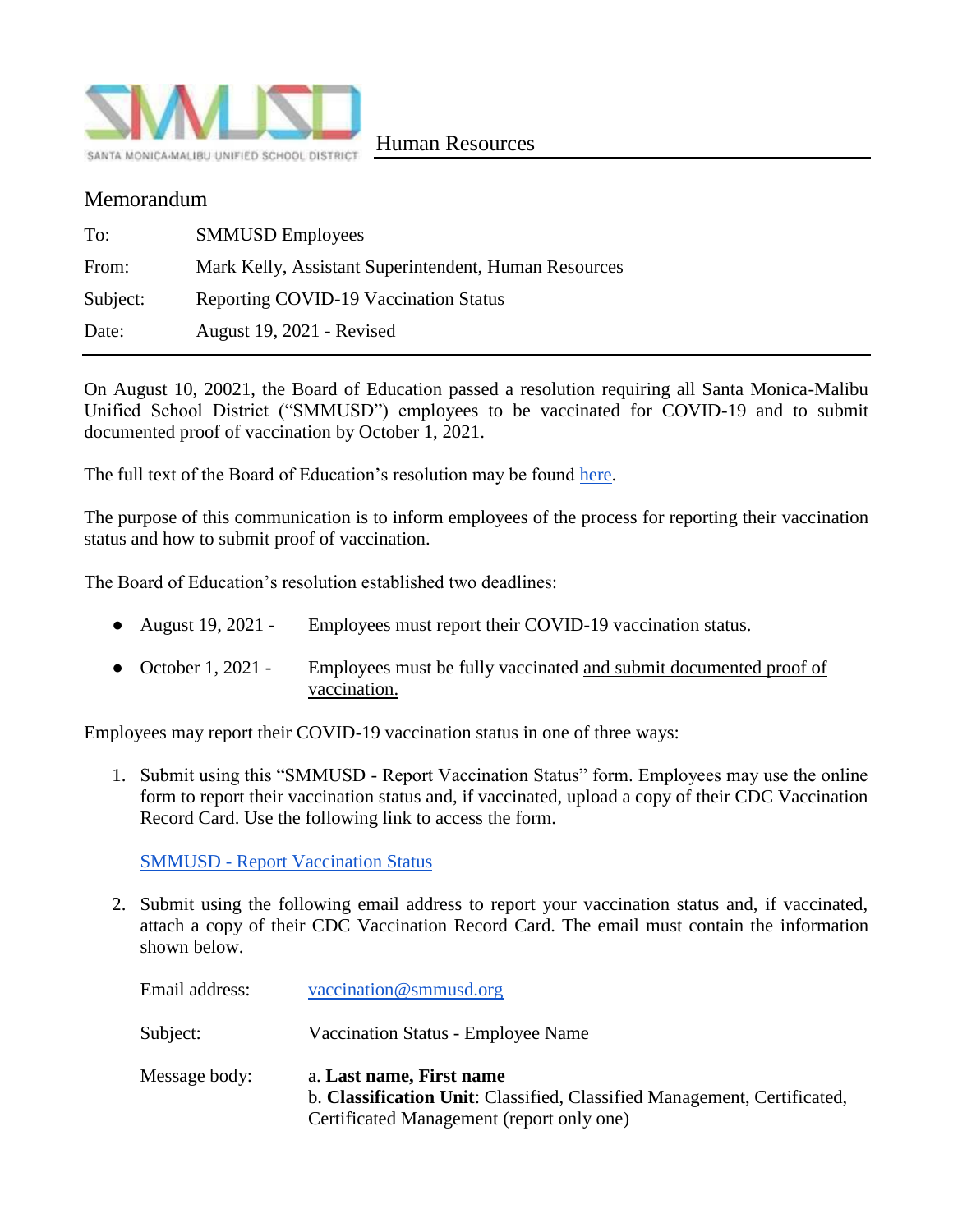SMMUSD
SANTA MONICA-MALIBU UNIFIED SCHOOL DISTRICT

Human Resources

## Memorandum

| | |
|---|---|
| To: | SMMUSD Employees |
| From: | Mark Kelly, Assistant Superintendent, Human Resources |
| Subject: | Reporting COVID-19 Vaccination Status |
| Date: | August 19, 2021 - Revised |

On August 10, 20021, the Board of Education passed a resolution requiring all Santa Monica-Malibu Unified School District ("SMMUSD") employees to be vaccinated for COVID-19 and to submit documented proof of vaccination by October 1, 2021.

The full text of the Board of Education's resolution may be found here.

The purpose of this communication is to inform employees of the process for reporting their vaccination status and how to submit proof of vaccination.

The Board of Education's resolution established two deadlines:

- August 19, 2021 - Employees must report their COVID-19 vaccination status.
- October 1, 2021 - Employees must be fully vaccinated and submit documented proof of vaccination.

Employees may report their COVID-19 vaccination status in one of three ways:

1. Submit using this "SMMUSD - Report Vaccination Status" form. Employees may use the online form to report their vaccination status and, if vaccinated, upload a copy of their CDC Vaccination Record Card. Use the following link to access the form.

   SMMUSD - Report Vaccination Status

2. Submit using the following email address to report your vaccination status and, if vaccinated, attach a copy of their CDC Vaccination Record Card. The email must contain the information shown below.

   Email address: vaccination@smmusd.org

   Subject: Vaccination Status - Employee Name

   Message body:
   a. **Last name, First name**
   b. **Classification Unit**: Classified, Classified Management, Certificated, Certificated Management (report only one)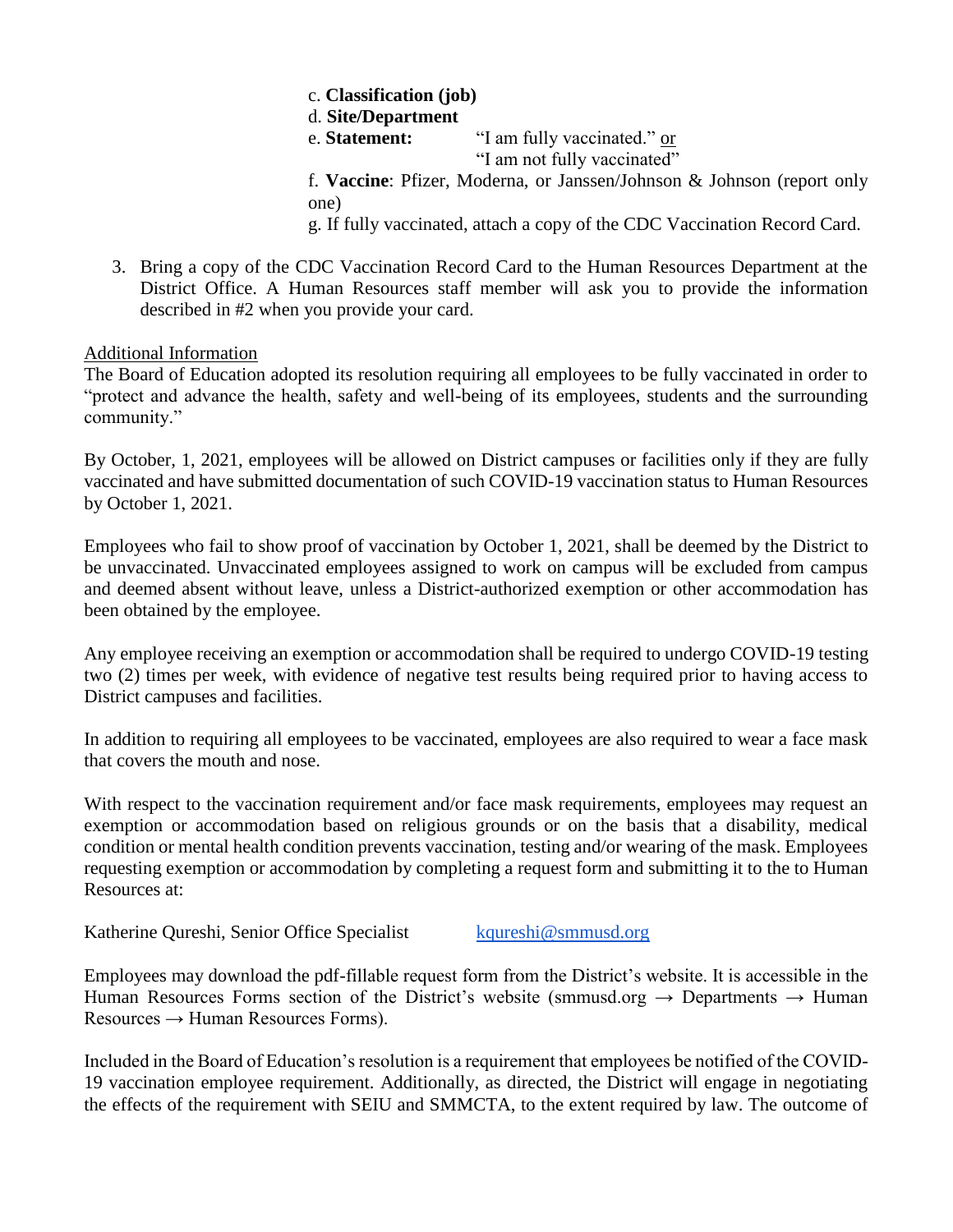c. **Classification (job)**

d. **Site/Department**

e. **Statement:** "I am fully vaccinated." or
"I am not fully vaccinated"

f. **Vaccine**: Pfizer, Moderna, or Janssen/Johnson & Johnson (report only one)

g. If fully vaccinated, attach a copy of the CDC Vaccination Record Card.

3. Bring a copy of the CDC Vaccination Record Card to the Human Resources Department at the District Office. A Human Resources staff member will ask you to provide the information described in #2 when you provide your card.

Additional Information

The Board of Education adopted its resolution requiring all employees to be fully vaccinated in order to "protect and advance the health, safety and well-being of its employees, students and the surrounding community."

By October, 1, 2021, employees will be allowed on District campuses or facilities only if they are fully vaccinated and have submitted documentation of such COVID-19 vaccination status to Human Resources by October 1, 2021.

Employees who fail to show proof of vaccination by October 1, 2021, shall be deemed by the District to be unvaccinated. Unvaccinated employees assigned to work on campus will be excluded from campus and deemed absent without leave, unless a District-authorized exemption or other accommodation has been obtained by the employee.

Any employee receiving an exemption or accommodation shall be required to undergo COVID-19 testing two (2) times per week, with evidence of negative test results being required prior to having access to District campuses and facilities.

In addition to requiring all employees to be vaccinated, employees are also required to wear a face mask that covers the mouth and nose.

With respect to the vaccination requirement and/or face mask requirements, employees may request an exemption or accommodation based on religious grounds or on the basis that a disability, medical condition or mental health condition prevents vaccination, testing and/or wearing of the mask. Employees requesting exemption or accommodation by completing a request form and submitting it to the to Human Resources at:

Katherine Qureshi, Senior Office Specialist kqureshi@smmusd.org

Employees may download the pdf-fillable request form from the District's website. It is accessible in the Human Resources Forms section of the District's website (smmusd.org → Departments → Human Resources → Human Resources Forms).

Included in the Board of Education's resolution is a requirement that employees be notified of the COVID-19 vaccination employee requirement. Additionally, as directed, the District will engage in negotiating the effects of the requirement with SEIU and SMMCTA, to the extent required by law. The outcome of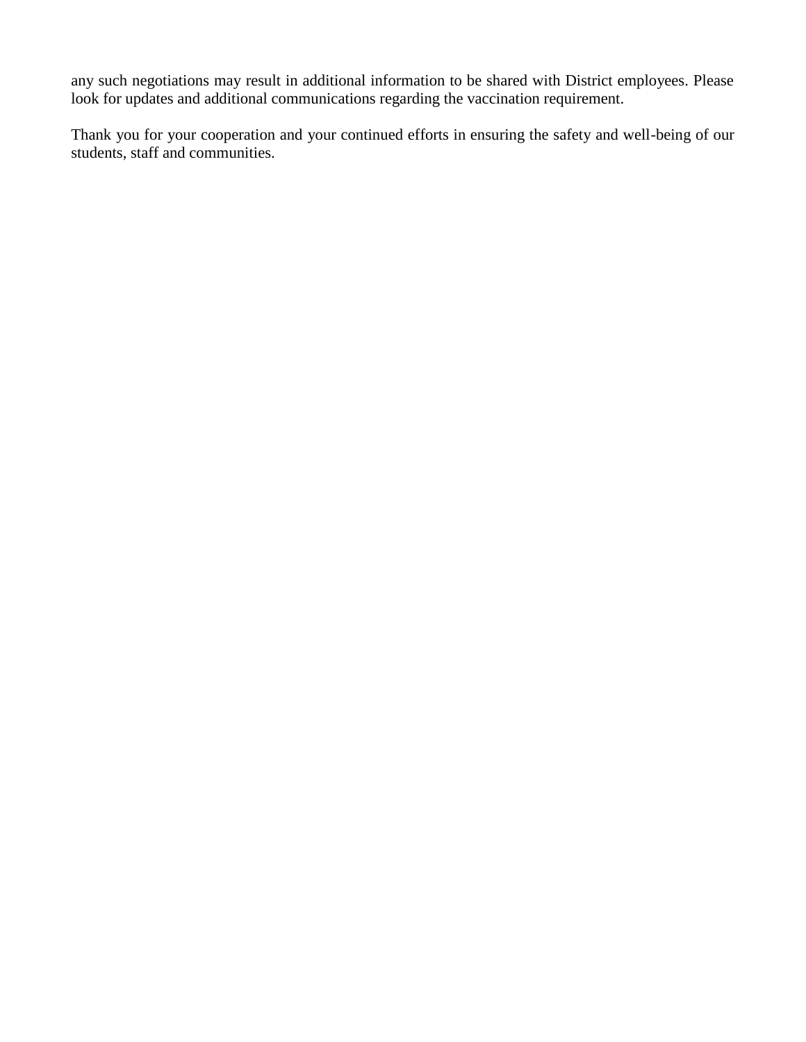any such negotiations may result in additional information to be shared with District employees. Please look for updates and additional communications regarding the vaccination requirement.

Thank you for your cooperation and your continued efforts in ensuring the safety and well-being of our students, staff and communities.